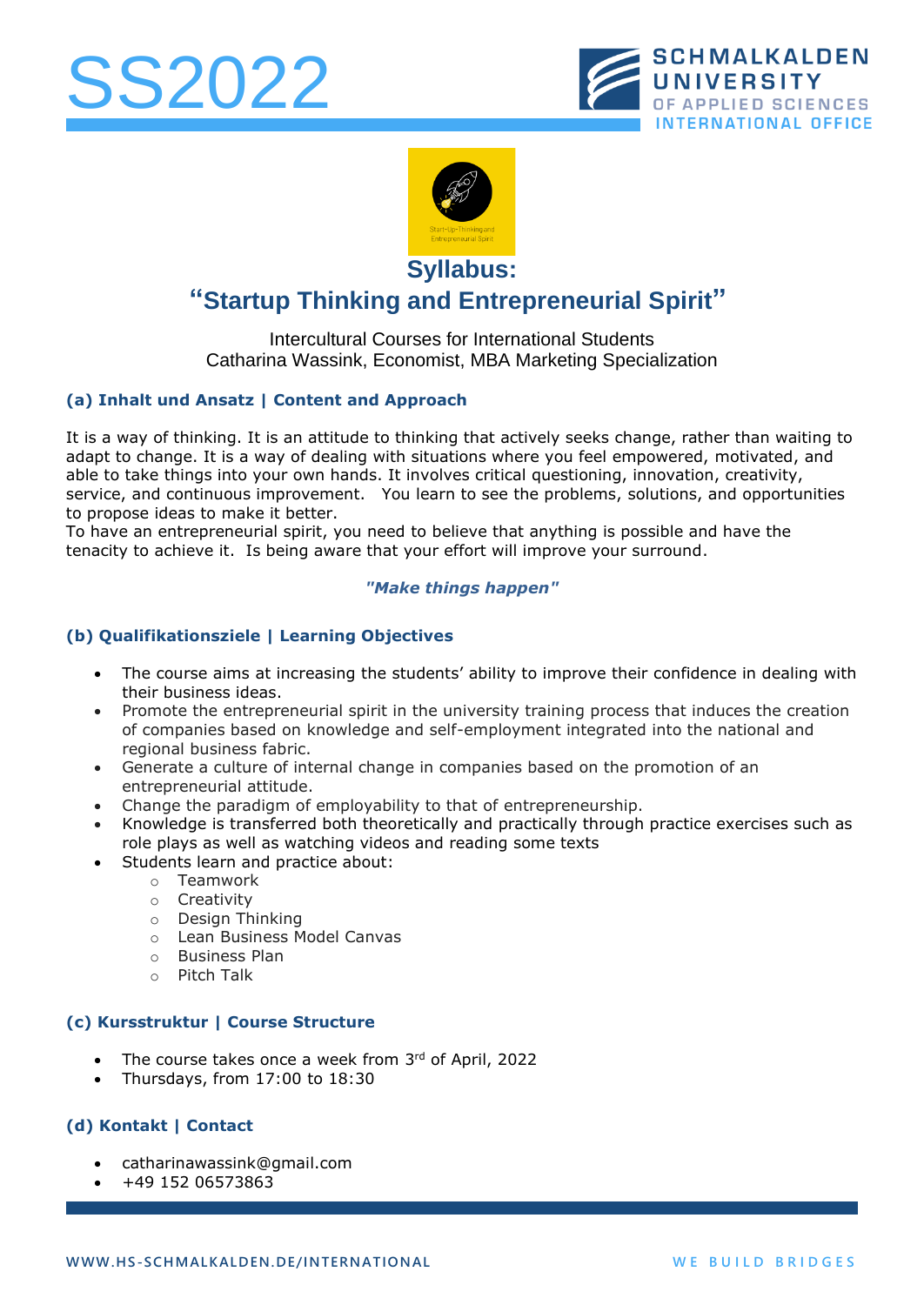SS2022

SCHMALKALDEN UNIVERSITY OF APPLIED SCIENCES INTERNATIONAL OFFICE

# Syllabus:
# "Startup Thinking and Entrepreneurial Spirit"

Intercultural Courses for International Students
Catharina Wassink, Economist, MBA Marketing Specialization

### (a) Inhalt und Ansatz | Content and Approach

It is a way of thinking. It is an attitude to thinking that actively seeks change, rather than waiting to adapt to change. It is a way of dealing with situations where you feel empowered, motivated, and able to take things into your own hands. It involves critical questioning, innovation, creativity, service, and continuous improvement. You learn to see the problems, solutions, and opportunities to propose ideas to make it better.
To have an entrepreneurial spirit, you need to believe that anything is possible and have the tenacity to achieve it. Is being aware that your effort will improve your surround.

***"Make things happen"***

### (b) Qualifikationsziele | Learning Objectives

- The course aims at increasing the students' ability to improve their confidence in dealing with their business ideas.
- Promote the entrepreneurial spirit in the university training process that induces the creation of companies based on knowledge and self-employment integrated into the national and regional business fabric.
- Generate a culture of internal change in companies based on the promotion of an entrepreneurial attitude.
- Change the paradigm of employability to that of entrepreneurship.
- Knowledge is transferred both theoretically and practically through practice exercises such as role plays as well as watching videos and reading some texts
- Students learn and practice about:
  - Teamwork
  - Creativity
  - Design Thinking
  - Lean Business Model Canvas
  - Business Plan
  - Pitch Talk

### (c) Kursstruktur | Course Structure

- The course takes once a week from 3rd of April, 2022
- Thursdays, from 17:00 to 18:30

### (d) Kontakt | Contact

- catharinawassink@gmail.com
- +49 152 06573863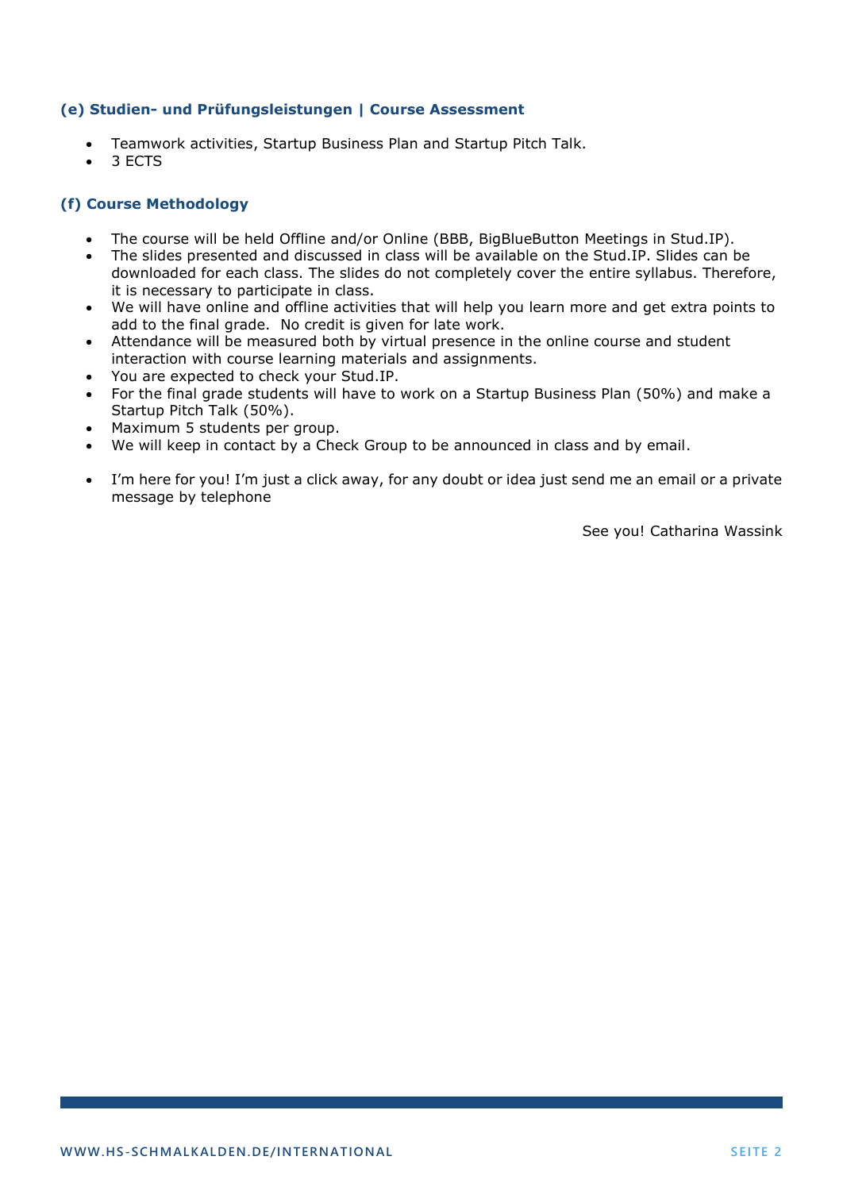### (e) Studien- und Prüfungsleistungen | Course Assessment

- Teamwork activities, Startup Business Plan and Startup Pitch Talk.
- 3 ECTS

### (f) Course Methodology

- The course will be held Offline and/or Online (BBB, BigBlueButton Meetings in Stud.IP).
- The slides presented and discussed in class will be available on the Stud.IP. Slides can be downloaded for each class. The slides do not completely cover the entire syllabus. Therefore, it is necessary to participate in class.
- We will have online and offline activities that will help you learn more and get extra points to add to the final grade. No credit is given for late work.
- Attendance will be measured both by virtual presence in the online course and student interaction with course learning materials and assignments.
- You are expected to check your Stud.IP.
- For the final grade students will have to work on a Startup Business Plan (50%) and make a Startup Pitch Talk (50%).
- Maximum 5 students per group.
- We will keep in contact by a Check Group to be announced in class and by email.

- I'm here for you! I'm just a click away, for any doubt or idea just send me an email or a private message by telephone

See you! Catharina Wassink